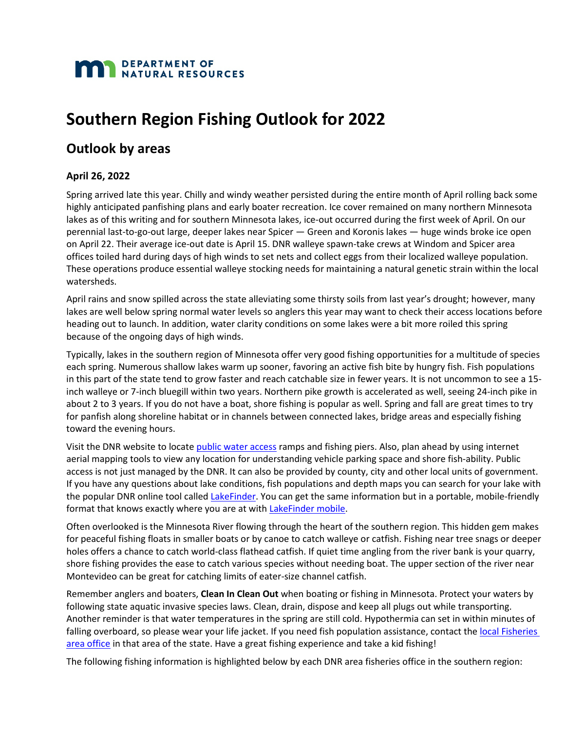DEPARTMENT OF NATURAL RESOURCES

# Southern Region Fishing Outlook for 2022

## Outlook by areas

### April 26, 2022

Spring arrived late this year. Chilly and windy weather persisted during the entire month of April rolling back some highly anticipated panfishing plans and early boater recreation. Ice cover remained on many northern Minnesota lakes as of this writing and for southern Minnesota lakes, ice-out occurred during the first week of April. On our perennial last-to-go-out large, deeper lakes near Spicer — Green and Koronis lakes — huge winds broke ice open on April 22. Their average ice-out date is April 15. DNR walleye spawn-take crews at Windom and Spicer area offices toiled hard during days of high winds to set nets and collect eggs from their localized walleye population. These operations produce essential walleye stocking needs for maintaining a natural genetic strain within the local watersheds.

April rains and snow spilled across the state alleviating some thirsty soils from last year's drought; however, many lakes are well below spring normal water levels so anglers this year may want to check their access locations before heading out to launch. In addition, water clarity conditions on some lakes were a bit more roiled this spring because of the ongoing days of high winds.

Typically, lakes in the southern region of Minnesota offer very good fishing opportunities for a multitude of species each spring. Numerous shallow lakes warm up sooner, favoring an active fish bite by hungry fish. Fish populations in this part of the state tend to grow faster and reach catchable size in fewer years. It is not uncommon to see a 15-inch walleye or 7-inch bluegill within two years. Northern pike growth is accelerated as well, seeing 24-inch pike in about 2 to 3 years. If you do not have a boat, shore fishing is popular as well. Spring and fall are great times to try for panfish along shoreline habitat or in channels between connected lakes, bridge areas and especially fishing toward the evening hours.

Visit the DNR website to locate public water access ramps and fishing piers. Also, plan ahead by using internet aerial mapping tools to view any location for understanding vehicle parking space and shore fish-ability. Public access is not just managed by the DNR. It can also be provided by county, city and other local units of government. If you have any questions about lake conditions, fish populations and depth maps you can search for your lake with the popular DNR online tool called LakeFinder. You can get the same information but in a portable, mobile-friendly format that knows exactly where you are at with LakeFinder mobile.

Often overlooked is the Minnesota River flowing through the heart of the southern region. This hidden gem makes for peaceful fishing floats in smaller boats or by canoe to catch walleye or catfish. Fishing near tree snags or deeper holes offers a chance to catch world-class flathead catfish. If quiet time angling from the river bank is your quarry, shore fishing provides the ease to catch various species without needing boat. The upper section of the river near Montevideo can be great for catching limits of eater-size channel catfish.

Remember anglers and boaters, **Clean In Clean Out** when boating or fishing in Minnesota. Protect your waters by following state aquatic invasive species laws. Clean, drain, dispose and keep all plugs out while transporting. Another reminder is that water temperatures in the spring are still cold. Hypothermia can set in within minutes of falling overboard, so please wear your life jacket. If you need fish population assistance, contact the local Fisheries area office in that area of the state. Have a great fishing experience and take a kid fishing!

The following fishing information is highlighted below by each DNR area fisheries office in the southern region: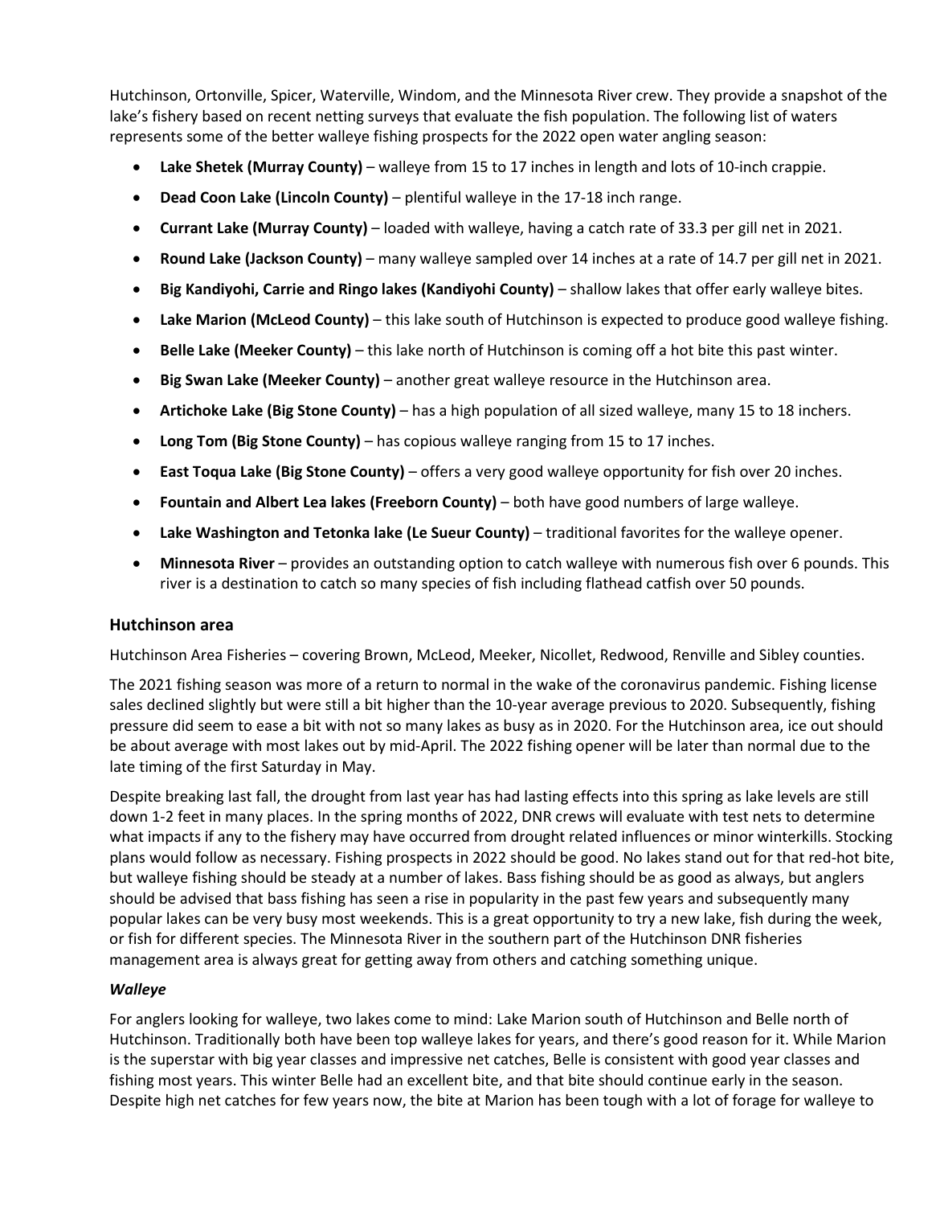Hutchinson, Ortonville, Spicer, Waterville, Windom, and the Minnesota River crew. They provide a snapshot of the lake's fishery based on recent netting surveys that evaluate the fish population. The following list of waters represents some of the better walleye fishing prospects for the 2022 open water angling season:

- **Lake Shetek (Murray County)** – walleye from 15 to 17 inches in length and lots of 10-inch crappie.
- **Dead Coon Lake (Lincoln County)** – plentiful walleye in the 17-18 inch range.
- **Currant Lake (Murray County)** – loaded with walleye, having a catch rate of 33.3 per gill net in 2021.
- **Round Lake (Jackson County)** – many walleye sampled over 14 inches at a rate of 14.7 per gill net in 2021.
- **Big Kandiyohi, Carrie and Ringo lakes (Kandiyohi County)** – shallow lakes that offer early walleye bites.
- **Lake Marion (McLeod County)** – this lake south of Hutchinson is expected to produce good walleye fishing.
- **Belle Lake (Meeker County)** – this lake north of Hutchinson is coming off a hot bite this past winter.
- **Big Swan Lake (Meeker County)** – another great walleye resource in the Hutchinson area.
- **Artichoke Lake (Big Stone County)** – has a high population of all sized walleye, many 15 to 18 inchers.
- **Long Tom (Big Stone County)** – has copious walleye ranging from 15 to 17 inches.
- **East Toqua Lake (Big Stone County)** – offers a very good walleye opportunity for fish over 20 inches.
- **Fountain and Albert Lea lakes (Freeborn County)** – both have good numbers of large walleye.
- **Lake Washington and Tetonka lake (Le Sueur County)** – traditional favorites for the walleye opener.
- **Minnesota River** – provides an outstanding option to catch walleye with numerous fish over 6 pounds. This river is a destination to catch so many species of fish including flathead catfish over 50 pounds.

## Hutchinson area

Hutchinson Area Fisheries – covering Brown, McLeod, Meeker, Nicollet, Redwood, Renville and Sibley counties.

The 2021 fishing season was more of a return to normal in the wake of the coronavirus pandemic. Fishing license sales declined slightly but were still a bit higher than the 10-year average previous to 2020. Subsequently, fishing pressure did seem to ease a bit with not so many lakes as busy as in 2020. For the Hutchinson area, ice out should be about average with most lakes out by mid-April. The 2022 fishing opener will be later than normal due to the late timing of the first Saturday in May.

Despite breaking last fall, the drought from last year has had lasting effects into this spring as lake levels are still down 1-2 feet in many places. In the spring months of 2022, DNR crews will evaluate with test nets to determine what impacts if any to the fishery may have occurred from drought related influences or minor winterkills. Stocking plans would follow as necessary. Fishing prospects in 2022 should be good. No lakes stand out for that red-hot bite, but walleye fishing should be steady at a number of lakes. Bass fishing should be as good as always, but anglers should be advised that bass fishing has seen a rise in popularity in the past few years and subsequently many popular lakes can be very busy most weekends. This is a great opportunity to try a new lake, fish during the week, or fish for different species. The Minnesota River in the southern part of the Hutchinson DNR fisheries management area is always great for getting away from others and catching something unique.

### *Walleye*

For anglers looking for walleye, two lakes come to mind: Lake Marion south of Hutchinson and Belle north of Hutchinson. Traditionally both have been top walleye lakes for years, and there's good reason for it. While Marion is the superstar with big year classes and impressive net catches, Belle is consistent with good year classes and fishing most years. This winter Belle had an excellent bite, and that bite should continue early in the season. Despite high net catches for few years now, the bite at Marion has been tough with a lot of forage for walleye to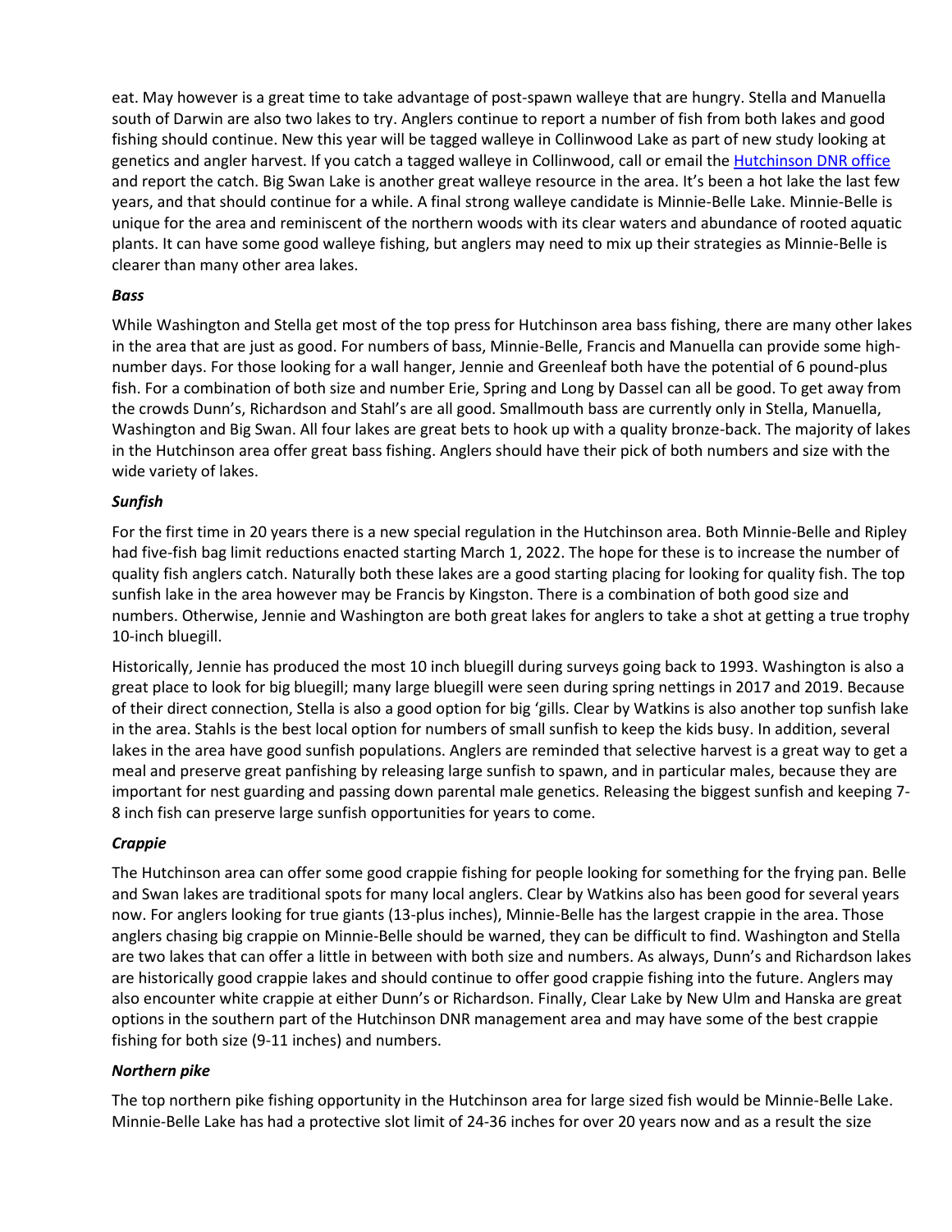eat. May however is a great time to take advantage of post-spawn walleye that are hungry. Stella and Manuella south of Darwin are also two lakes to try. Anglers continue to report a number of fish from both lakes and good fishing should continue. New this year will be tagged walleye in Collinwood Lake as part of new study looking at genetics and angler harvest. If you catch a tagged walleye in Collinwood, call or email the [Hutchinson DNR office]() and report the catch. Big Swan Lake is another great walleye resource in the area. It's been a hot lake the last few years, and that should continue for a while. A final strong walleye candidate is Minnie-Belle Lake. Minnie-Belle is unique for the area and reminiscent of the northern woods with its clear waters and abundance of rooted aquatic plants. It can have some good walleye fishing, but anglers may need to mix up their strategies as Minnie-Belle is clearer than many other area lakes.

***Bass***

While Washington and Stella get most of the top press for Hutchinson area bass fishing, there are many other lakes in the area that are just as good. For numbers of bass, Minnie-Belle, Francis and Manuella can provide some high-number days. For those looking for a wall hanger, Jennie and Greenleaf both have the potential of 6 pound-plus fish. For a combination of both size and number Erie, Spring and Long by Dassel can all be good. To get away from the crowds Dunn's, Richardson and Stahl's are all good. Smallmouth bass are currently only in Stella, Manuella, Washington and Big Swan. All four lakes are great bets to hook up with a quality bronze-back. The majority of lakes in the Hutchinson area offer great bass fishing. Anglers should have their pick of both numbers and size with the wide variety of lakes.

***Sunfish***

For the first time in 20 years there is a new special regulation in the Hutchinson area. Both Minnie-Belle and Ripley had five-fish bag limit reductions enacted starting March 1, 2022. The hope for these is to increase the number of quality fish anglers catch. Naturally both these lakes are a good starting placing for looking for quality fish. The top sunfish lake in the area however may be Francis by Kingston. There is a combination of both good size and numbers. Otherwise, Jennie and Washington are both great lakes for anglers to take a shot at getting a true trophy 10-inch bluegill.

Historically, Jennie has produced the most 10 inch bluegill during surveys going back to 1993. Washington is also a great place to look for big bluegill; many large bluegill were seen during spring nettings in 2017 and 2019. Because of their direct connection, Stella is also a good option for big 'gills. Clear by Watkins is also another top sunfish lake in the area. Stahls is the best local option for numbers of small sunfish to keep the kids busy. In addition, several lakes in the area have good sunfish populations. Anglers are reminded that selective harvest is a great way to get a meal and preserve great panfishing by releasing large sunfish to spawn, and in particular males, because they are important for nest guarding and passing down parental male genetics. Releasing the biggest sunfish and keeping 7-8 inch fish can preserve large sunfish opportunities for years to come.

***Crappie***

The Hutchinson area can offer some good crappie fishing for people looking for something for the frying pan. Belle and Swan lakes are traditional spots for many local anglers. Clear by Watkins also has been good for several years now. For anglers looking for true giants (13-plus inches), Minnie-Belle has the largest crappie in the area. Those anglers chasing big crappie on Minnie-Belle should be warned, they can be difficult to find. Washington and Stella are two lakes that can offer a little in between with both size and numbers. As always, Dunn's and Richardson lakes are historically good crappie lakes and should continue to offer good crappie fishing into the future. Anglers may also encounter white crappie at either Dunn's or Richardson. Finally, Clear Lake by New Ulm and Hanska are great options in the southern part of the Hutchinson DNR management area and may have some of the best crappie fishing for both size (9-11 inches) and numbers.

***Northern pike***

The top northern pike fishing opportunity in the Hutchinson area for large sized fish would be Minnie-Belle Lake. Minnie-Belle Lake has had a protective slot limit of 24-36 inches for over 20 years now and as a result the size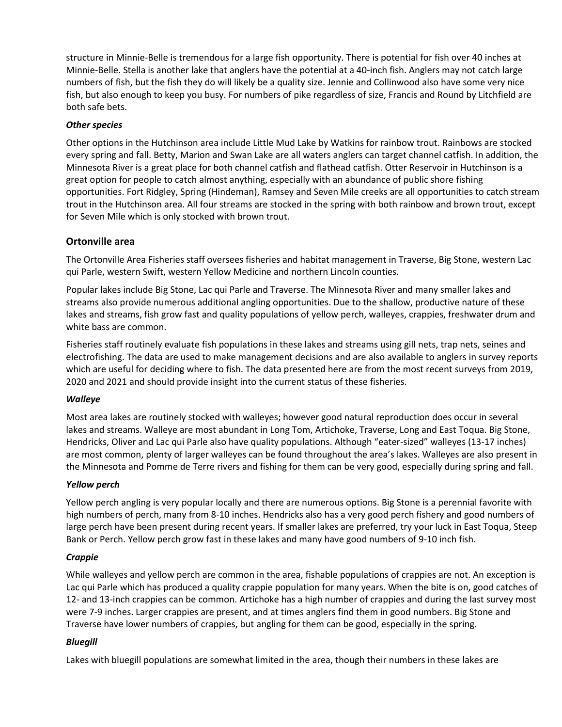structure in Minnie-Belle is tremendous for a large fish opportunity. There is potential for fish over 40 inches at Minnie-Belle. Stella is another lake that anglers have the potential at a 40-inch fish. Anglers may not catch large numbers of fish, but the fish they do will likely be a quality size. Jennie and Collinwood also have some very nice fish, but also enough to keep you busy. For numbers of pike regardless of size, Francis and Round by Litchfield are both safe bets.

#### *Other species*

Other options in the Hutchinson area include Little Mud Lake by Watkins for rainbow trout. Rainbows are stocked every spring and fall. Betty, Marion and Swan Lake are all waters anglers can target channel catfish. In addition, the Minnesota River is a great place for both channel catfish and flathead catfish. Otter Reservoir in Hutchinson is a great option for people to catch almost anything, especially with an abundance of public shore fishing opportunities. Fort Ridgley, Spring (Hindeman), Ramsey and Seven Mile creeks are all opportunities to catch stream trout in the Hutchinson area. All four streams are stocked in the spring with both rainbow and brown trout, except for Seven Mile which is only stocked with brown trout.

### Ortonville area

The Ortonville Area Fisheries staff oversees fisheries and habitat management in Traverse, Big Stone, western Lac qui Parle, western Swift, western Yellow Medicine and northern Lincoln counties.

Popular lakes include Big Stone, Lac qui Parle and Traverse. The Minnesota River and many smaller lakes and streams also provide numerous additional angling opportunities. Due to the shallow, productive nature of these lakes and streams, fish grow fast and quality populations of yellow perch, walleyes, crappies, freshwater drum and white bass are common.

Fisheries staff routinely evaluate fish populations in these lakes and streams using gill nets, trap nets, seines and electrofishing. The data are used to make management decisions and are also available to anglers in survey reports which are useful for deciding where to fish. The data presented here are from the most recent surveys from 2019, 2020 and 2021 and should provide insight into the current status of these fisheries.

#### *Walleye*

Most area lakes are routinely stocked with walleyes; however good natural reproduction does occur in several lakes and streams. Walleye are most abundant in Long Tom, Artichoke, Traverse, Long and East Toqua. Big Stone, Hendricks, Oliver and Lac qui Parle also have quality populations. Although "eater-sized" walleyes (13-17 inches) are most common, plenty of larger walleyes can be found throughout the area's lakes. Walleyes are also present in the Minnesota and Pomme de Terre rivers and fishing for them can be very good, especially during spring and fall.

#### *Yellow perch*

Yellow perch angling is very popular locally and there are numerous options. Big Stone is a perennial favorite with high numbers of perch, many from 8-10 inches. Hendricks also has a very good perch fishery and good numbers of large perch have been present during recent years. If smaller lakes are preferred, try your luck in East Toqua, Steep Bank or Perch. Yellow perch grow fast in these lakes and many have good numbers of 9-10 inch fish.

#### *Crappie*

While walleyes and yellow perch are common in the area, fishable populations of crappies are not. An exception is Lac qui Parle which has produced a quality crappie population for many years. When the bite is on, good catches of 12- and 13-inch crappies can be common. Artichoke has a high number of crappies and during the last survey most were 7-9 inches. Larger crappies are present, and at times anglers find them in good numbers. Big Stone and Traverse have lower numbers of crappies, but angling for them can be good, especially in the spring.

#### *Bluegill*

Lakes with bluegill populations are somewhat limited in the area, though their numbers in these lakes are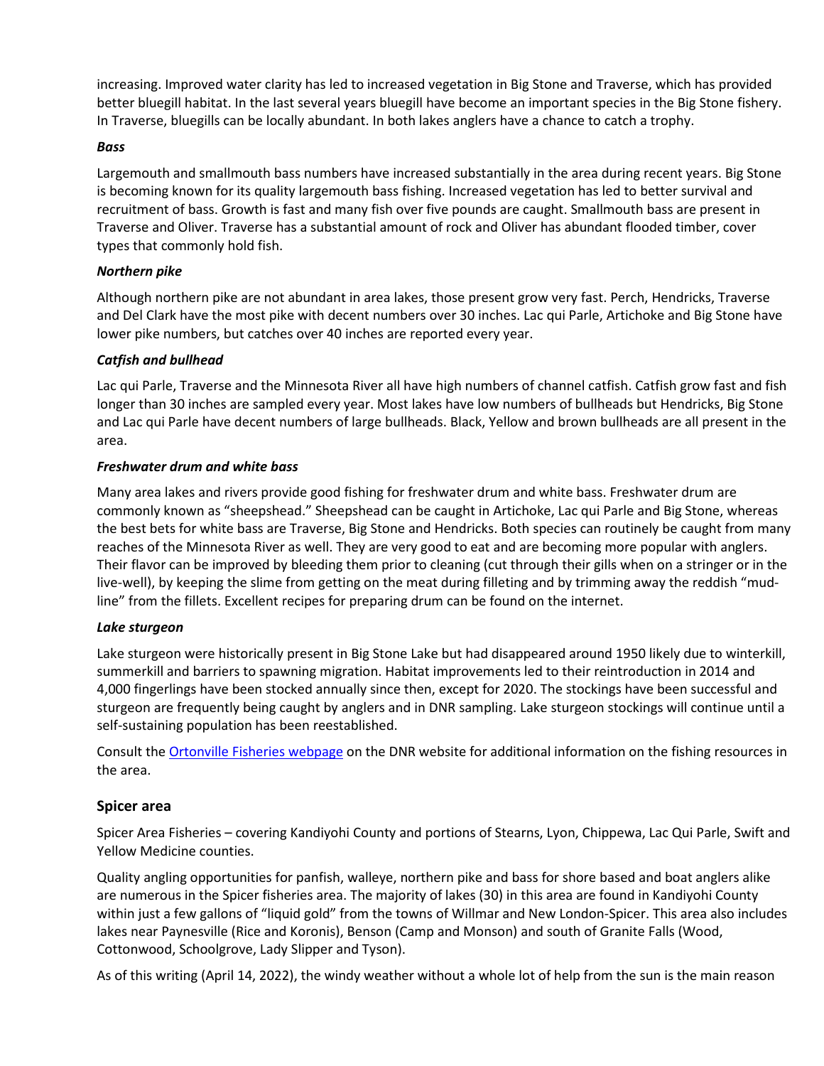increasing. Improved water clarity has led to increased vegetation in Big Stone and Traverse, which has provided better bluegill habitat. In the last several years bluegill have become an important species in the Big Stone fishery. In Traverse, bluegills can be locally abundant. In both lakes anglers have a chance to catch a trophy.

#### ***Bass***

Largemouth and smallmouth bass numbers have increased substantially in the area during recent years. Big Stone is becoming known for its quality largemouth bass fishing. Increased vegetation has led to better survival and recruitment of bass. Growth is fast and many fish over five pounds are caught. Smallmouth bass are present in Traverse and Oliver. Traverse has a substantial amount of rock and Oliver has abundant flooded timber, cover types that commonly hold fish.

#### ***Northern pike***

Although northern pike are not abundant in area lakes, those present grow very fast. Perch, Hendricks, Traverse and Del Clark have the most pike with decent numbers over 30 inches. Lac qui Parle, Artichoke and Big Stone have lower pike numbers, but catches over 40 inches are reported every year.

#### ***Catfish and bullhead***

Lac qui Parle, Traverse and the Minnesota River all have high numbers of channel catfish. Catfish grow fast and fish longer than 30 inches are sampled every year. Most lakes have low numbers of bullheads but Hendricks, Big Stone and Lac qui Parle have decent numbers of large bullheads. Black, Yellow and brown bullheads are all present in the area.

#### ***Freshwater drum and white bass***

Many area lakes and rivers provide good fishing for freshwater drum and white bass. Freshwater drum are commonly known as "sheepshead." Sheepshead can be caught in Artichoke, Lac qui Parle and Big Stone, whereas the best bets for white bass are Traverse, Big Stone and Hendricks. Both species can routinely be caught from many reaches of the Minnesota River as well. They are very good to eat and are becoming more popular with anglers. Their flavor can be improved by bleeding them prior to cleaning (cut through their gills when on a stringer or in the live-well), by keeping the slime from getting on the meat during filleting and by trimming away the reddish "mud-line" from the fillets. Excellent recipes for preparing drum can be found on the internet.

#### ***Lake sturgeon***

Lake sturgeon were historically present in Big Stone Lake but had disappeared around 1950 likely due to winterkill, summerkill and barriers to spawning migration. Habitat improvements led to their reintroduction in 2014 and 4,000 fingerlings have been stocked annually since then, except for 2020. The stockings have been successful and sturgeon are frequently being caught by anglers and in DNR sampling. Lake sturgeon stockings will continue until a self-sustaining population has been reestablished.

Consult the Ortonville Fisheries webpage on the DNR website for additional information on the fishing resources in the area.

### Spicer area

Spicer Area Fisheries – covering Kandiyohi County and portions of Stearns, Lyon, Chippewa, Lac Qui Parle, Swift and Yellow Medicine counties.

Quality angling opportunities for panfish, walleye, northern pike and bass for shore based and boat anglers alike are numerous in the Spicer fisheries area. The majority of lakes (30) in this area are found in Kandiyohi County within just a few gallons of "liquid gold" from the towns of Willmar and New London-Spicer. This area also includes lakes near Paynesville (Rice and Koronis), Benson (Camp and Monson) and south of Granite Falls (Wood, Cottonwood, Schoolgrove, Lady Slipper and Tyson).

As of this writing (April 14, 2022), the windy weather without a whole lot of help from the sun is the main reason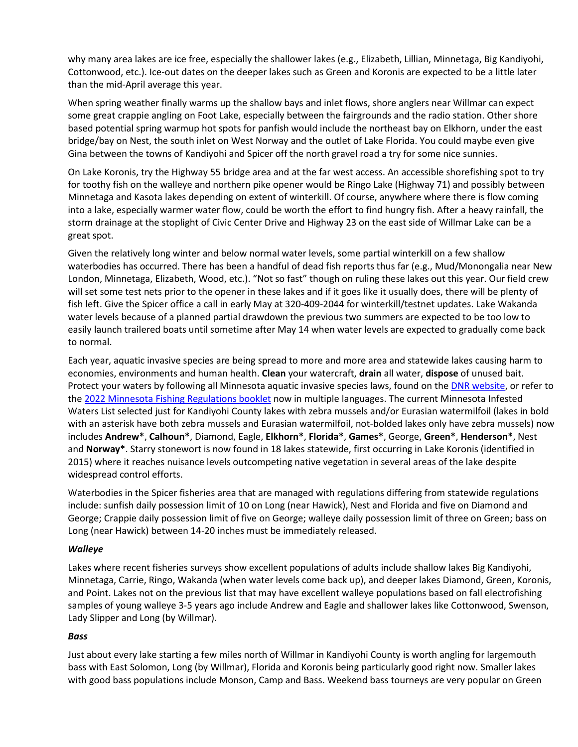why many area lakes are ice free, especially the shallower lakes (e.g., Elizabeth, Lillian, Minnetaga, Big Kandiyohi, Cottonwood, etc.). Ice-out dates on the deeper lakes such as Green and Koronis are expected to be a little later than the mid-April average this year.

When spring weather finally warms up the shallow bays and inlet flows, shore anglers near Willmar can expect some great crappie angling on Foot Lake, especially between the fairgrounds and the radio station. Other shore based potential spring warmup hot spots for panfish would include the northeast bay on Elkhorn, under the east bridge/bay on Nest, the south inlet on West Norway and the outlet of Lake Florida. You could maybe even give Gina between the towns of Kandiyohi and Spicer off the north gravel road a try for some nice sunnies.

On Lake Koronis, try the Highway 55 bridge area and at the far west access. An accessible shorefishing spot to try for toothy fish on the walleye and northern pike opener would be Ringo Lake (Highway 71) and possibly between Minnetaga and Kasota lakes depending on extent of winterkill. Of course, anywhere where there is flow coming into a lake, especially warmer water flow, could be worth the effort to find hungry fish. After a heavy rainfall, the storm drainage at the stoplight of Civic Center Drive and Highway 23 on the east side of Willmar Lake can be a great spot.

Given the relatively long winter and below normal water levels, some partial winterkill on a few shallow waterbodies has occurred. There has been a handful of dead fish reports thus far (e.g., Mud/Monongalia near New London, Minnetaga, Elizabeth, Wood, etc.). "Not so fast" though on ruling these lakes out this year. Our field crew will set some test nets prior to the opener in these lakes and if it goes like it usually does, there will be plenty of fish left. Give the Spicer office a call in early May at 320-409-2044 for winterkill/testnet updates. Lake Wakanda water levels because of a planned partial drawdown the previous two summers are expected to be too low to easily launch trailered boats until sometime after May 14 when water levels are expected to gradually come back to normal.

Each year, aquatic invasive species are being spread to more and more area and statewide lakes causing harm to economies, environments and human health. **Clean** your watercraft, **drain** all water, **dispose** of unused bait. Protect your waters by following all Minnesota aquatic invasive species laws, found on the [DNR website](), or refer to the [2022 Minnesota Fishing Regulations booklet]() now in multiple languages. The current Minnesota Infested Waters List selected just for Kandiyohi County lakes with zebra mussels and/or Eurasian watermilfoil (lakes in bold with an asterisk have both zebra mussels and Eurasian watermilfoil, not-bolded lakes only have zebra mussels) now includes **Andrew***, **Calhoun***, Diamond, Eagle, **Elkhorn***, **Florida***, **Games***, George, **Green***, **Henderson***, Nest and **Norway***. Starry stonewort is now found in 18 lakes statewide, first occurring in Lake Koronis (identified in 2015) where it reaches nuisance levels outcompeting native vegetation in several areas of the lake despite widespread control efforts.

Waterbodies in the Spicer fisheries area that are managed with regulations differing from statewide regulations include: sunfish daily possession limit of 10 on Long (near Hawick), Nest and Florida and five on Diamond and George; Crappie daily possession limit of five on George; walleye daily possession limit of three on Green; bass on Long (near Hawick) between 14-20 inches must be immediately released.

### *Walleye*

Lakes where recent fisheries surveys show excellent populations of adults include shallow lakes Big Kandiyohi, Minnetaga, Carrie, Ringo, Wakanda (when water levels come back up), and deeper lakes Diamond, Green, Koronis, and Point. Lakes not on the previous list that may have excellent walleye populations based on fall electrofishing samples of young walleye 3-5 years ago include Andrew and Eagle and shallower lakes like Cottonwood, Swenson, Lady Slipper and Long (by Willmar).

### *Bass*

Just about every lake starting a few miles north of Willmar in Kandiyohi County is worth angling for largemouth bass with East Solomon, Long (by Willmar), Florida and Koronis being particularly good right now. Smaller lakes with good bass populations include Monson, Camp and Bass. Weekend bass tourneys are very popular on Green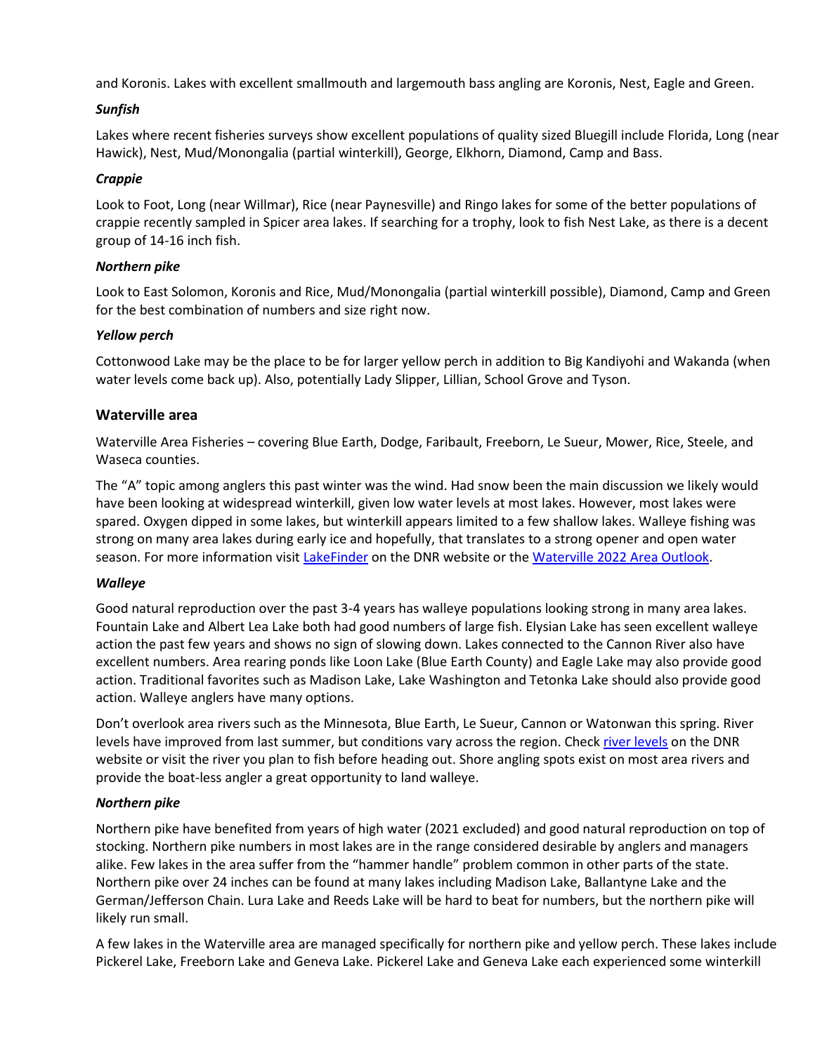and Koronis. Lakes with excellent smallmouth and largemouth bass angling are Koronis, Nest, Eagle and Green.

***Sunfish***

Lakes where recent fisheries surveys show excellent populations of quality sized Bluegill include Florida, Long (near Hawick), Nest, Mud/Monongalia (partial winterkill), George, Elkhorn, Diamond, Camp and Bass.

***Crappie***

Look to Foot, Long (near Willmar), Rice (near Paynesville) and Ringo lakes for some of the better populations of crappie recently sampled in Spicer area lakes. If searching for a trophy, look to fish Nest Lake, as there is a decent group of 14-16 inch fish.

***Northern pike***

Look to East Solomon, Koronis and Rice, Mud/Monongalia (partial winterkill possible), Diamond, Camp and Green for the best combination of numbers and size right now.

***Yellow perch***

Cottonwood Lake may be the place to be for larger yellow perch in addition to Big Kandiyohi and Wakanda (when water levels come back up). Also, potentially Lady Slipper, Lillian, School Grove and Tyson.

## Waterville area

Waterville Area Fisheries – covering Blue Earth, Dodge, Faribault, Freeborn, Le Sueur, Mower, Rice, Steele, and Waseca counties.

The "A" topic among anglers this past winter was the wind. Had snow been the main discussion we likely would have been looking at widespread winterkill, given low water levels at most lakes. However, most lakes were spared. Oxygen dipped in some lakes, but winterkill appears limited to a few shallow lakes. Walleye fishing was strong on many area lakes during early ice and hopefully, that translates to a strong opener and open water season. For more information visit LakeFinder on the DNR website or the Waterville 2022 Area Outlook.

***Walleye***

Good natural reproduction over the past 3-4 years has walleye populations looking strong in many area lakes. Fountain Lake and Albert Lea Lake both had good numbers of large fish. Elysian Lake has seen excellent walleye action the past few years and shows no sign of slowing down. Lakes connected to the Cannon River also have excellent numbers. Area rearing ponds like Loon Lake (Blue Earth County) and Eagle Lake may also provide good action. Traditional favorites such as Madison Lake, Lake Washington and Tetonka Lake should also provide good action. Walleye anglers have many options.

Don't overlook area rivers such as the Minnesota, Blue Earth, Le Sueur, Cannon or Watonwan this spring. River levels have improved from last summer, but conditions vary across the region. Check river levels on the DNR website or visit the river you plan to fish before heading out. Shore angling spots exist on most area rivers and provide the boat-less angler a great opportunity to land walleye.

***Northern pike***

Northern pike have benefited from years of high water (2021 excluded) and good natural reproduction on top of stocking. Northern pike numbers in most lakes are in the range considered desirable by anglers and managers alike. Few lakes in the area suffer from the "hammer handle" problem common in other parts of the state. Northern pike over 24 inches can be found at many lakes including Madison Lake, Ballantyne Lake and the German/Jefferson Chain. Lura Lake and Reeds Lake will be hard to beat for numbers, but the northern pike will likely run small.

A few lakes in the Waterville area are managed specifically for northern pike and yellow perch. These lakes include Pickerel Lake, Freeborn Lake and Geneva Lake. Pickerel Lake and Geneva Lake each experienced some winterkill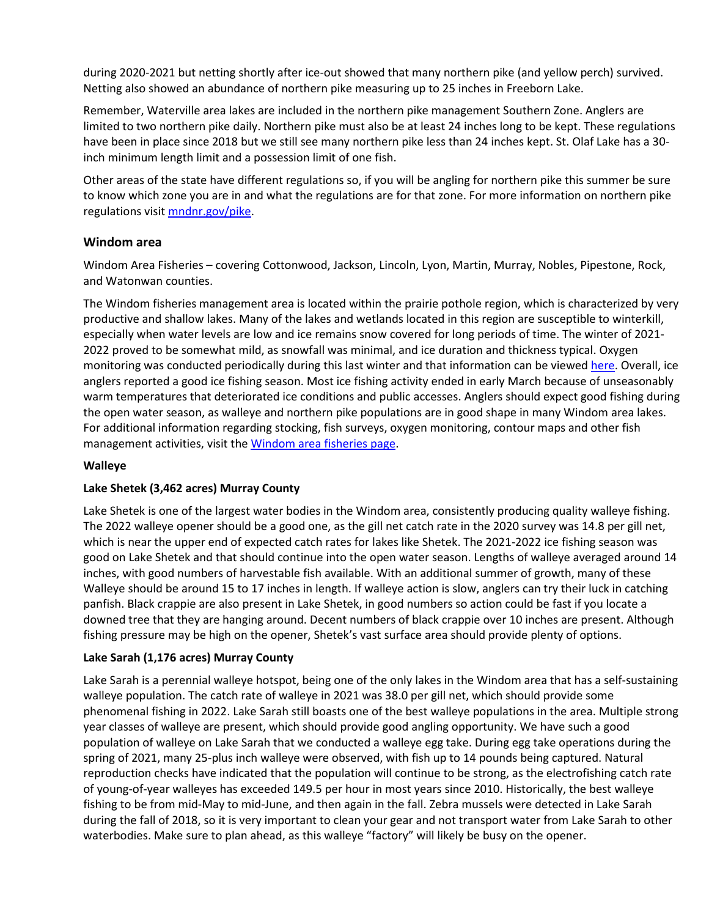during 2020-2021 but netting shortly after ice-out showed that many northern pike (and yellow perch) survived. Netting also showed an abundance of northern pike measuring up to 25 inches in Freeborn Lake.

Remember, Waterville area lakes are included in the northern pike management Southern Zone. Anglers are limited to two northern pike daily. Northern pike must also be at least 24 inches long to be kept. These regulations have been in place since 2018 but we still see many northern pike less than 24 inches kept. St. Olaf Lake has a 30-inch minimum length limit and a possession limit of one fish.

Other areas of the state have different regulations so, if you will be angling for northern pike this summer be sure to know which zone you are in and what the regulations are for that zone. For more information on northern pike regulations visit [mndnr.gov/pike](mndnr.gov/pike).

## Windom area

Windom Area Fisheries – covering Cottonwood, Jackson, Lincoln, Lyon, Martin, Murray, Nobles, Pipestone, Rock, and Watonwan counties.

The Windom fisheries management area is located within the prairie pothole region, which is characterized by very productive and shallow lakes. Many of the lakes and wetlands located in this region are susceptible to winterkill, especially when water levels are low and ice remains snow covered for long periods of time. The winter of 2021-2022 proved to be somewhat mild, as snowfall was minimal, and ice duration and thickness typical. Oxygen monitoring was conducted periodically during this last winter and that information can be viewed here. Overall, ice anglers reported a good ice fishing season. Most ice fishing activity ended in early March because of unseasonably warm temperatures that deteriorated ice conditions and public accesses. Anglers should expect good fishing during the open water season, as walleye and northern pike populations are in good shape in many Windom area lakes. For additional information regarding stocking, fish surveys, oxygen monitoring, contour maps and other fish management activities, visit the Windom area fisheries page.

**Walleye**

**Lake Shetek (3,462 acres) Murray County**

Lake Shetek is one of the largest water bodies in the Windom area, consistently producing quality walleye fishing. The 2022 walleye opener should be a good one, as the gill net catch rate in the 2020 survey was 14.8 per gill net, which is near the upper end of expected catch rates for lakes like Shetek. The 2021-2022 ice fishing season was good on Lake Shetek and that should continue into the open water season. Lengths of walleye averaged around 14 inches, with good numbers of harvestable fish available. With an additional summer of growth, many of these Walleye should be around 15 to 17 inches in length. If walleye action is slow, anglers can try their luck in catching panfish. Black crappie are also present in Lake Shetek, in good numbers so action could be fast if you locate a downed tree that they are hanging around. Decent numbers of black crappie over 10 inches are present. Although fishing pressure may be high on the opener, Shetek's vast surface area should provide plenty of options.

**Lake Sarah (1,176 acres) Murray County**

Lake Sarah is a perennial walleye hotspot, being one of the only lakes in the Windom area that has a self-sustaining walleye population. The catch rate of walleye in 2021 was 38.0 per gill net, which should provide some phenomenal fishing in 2022. Lake Sarah still boasts one of the best walleye populations in the area. Multiple strong year classes of walleye are present, which should provide good angling opportunity. We have such a good population of walleye on Lake Sarah that we conducted a walleye egg take. During egg take operations during the spring of 2021, many 25-plus inch walleye were observed, with fish up to 14 pounds being captured. Natural reproduction checks have indicated that the population will continue to be strong, as the electrofishing catch rate of young-of-year walleyes has exceeded 149.5 per hour in most years since 2010. Historically, the best walleye fishing to be from mid-May to mid-June, and then again in the fall. Zebra mussels were detected in Lake Sarah during the fall of 2018, so it is very important to clean your gear and not transport water from Lake Sarah to other waterbodies. Make sure to plan ahead, as this walleye "factory" will likely be busy on the opener.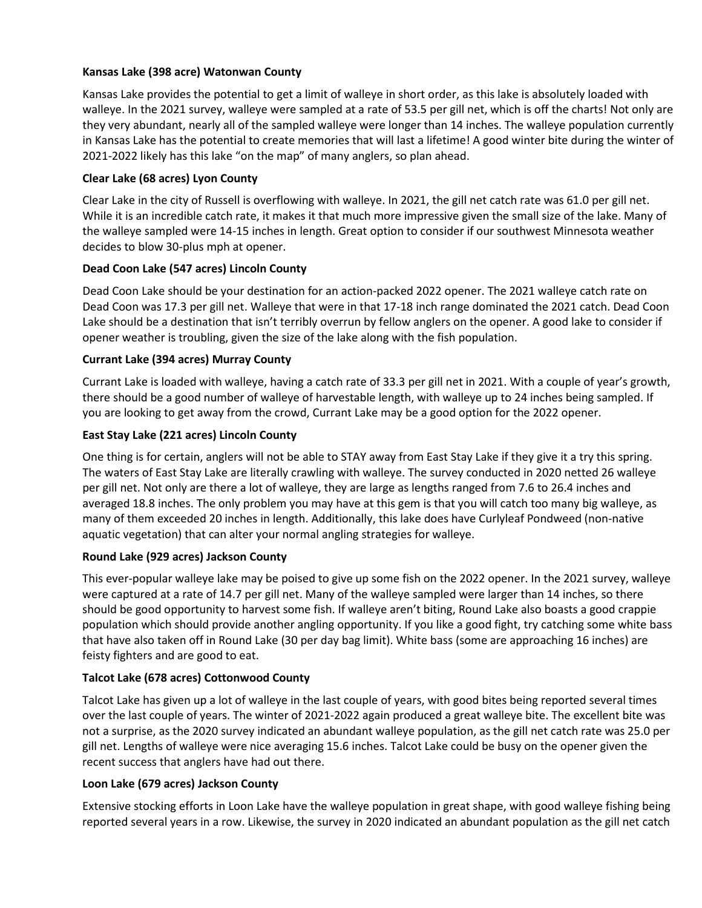**Kansas Lake (398 acre) Watonwan County**

Kansas Lake provides the potential to get a limit of walleye in short order, as this lake is absolutely loaded with walleye. In the 2021 survey, walleye were sampled at a rate of 53.5 per gill net, which is off the charts! Not only are they very abundant, nearly all of the sampled walleye were longer than 14 inches. The walleye population currently in Kansas Lake has the potential to create memories that will last a lifetime! A good winter bite during the winter of 2021-2022 likely has this lake "on the map" of many anglers, so plan ahead.

**Clear Lake (68 acres) Lyon County**

Clear Lake in the city of Russell is overflowing with walleye. In 2021, the gill net catch rate was 61.0 per gill net. While it is an incredible catch rate, it makes it that much more impressive given the small size of the lake. Many of the walleye sampled were 14-15 inches in length. Great option to consider if our southwest Minnesota weather decides to blow 30-plus mph at opener.

**Dead Coon Lake (547 acres) Lincoln County**

Dead Coon Lake should be your destination for an action-packed 2022 opener. The 2021 walleye catch rate on Dead Coon was 17.3 per gill net. Walleye that were in that 17-18 inch range dominated the 2021 catch. Dead Coon Lake should be a destination that isn't terribly overrun by fellow anglers on the opener. A good lake to consider if opener weather is troubling, given the size of the lake along with the fish population.

**Currant Lake (394 acres) Murray County**

Currant Lake is loaded with walleye, having a catch rate of 33.3 per gill net in 2021. With a couple of year's growth, there should be a good number of walleye of harvestable length, with walleye up to 24 inches being sampled. If you are looking to get away from the crowd, Currant Lake may be a good option for the 2022 opener.

**East Stay Lake (221 acres) Lincoln County**

One thing is for certain, anglers will not be able to STAY away from East Stay Lake if they give it a try this spring. The waters of East Stay Lake are literally crawling with walleye. The survey conducted in 2020 netted 26 walleye per gill net. Not only are there a lot of walleye, they are large as lengths ranged from 7.6 to 26.4 inches and averaged 18.8 inches. The only problem you may have at this gem is that you will catch too many big walleye, as many of them exceeded 20 inches in length. Additionally, this lake does have Curlyleaf Pondweed (non-native aquatic vegetation) that can alter your normal angling strategies for walleye.

**Round Lake (929 acres) Jackson County**

This ever-popular walleye lake may be poised to give up some fish on the 2022 opener. In the 2021 survey, walleye were captured at a rate of 14.7 per gill net. Many of the walleye sampled were larger than 14 inches, so there should be good opportunity to harvest some fish. If walleye aren't biting, Round Lake also boasts a good crappie population which should provide another angling opportunity. If you like a good fight, try catching some white bass that have also taken off in Round Lake (30 per day bag limit). White bass (some are approaching 16 inches) are feisty fighters and are good to eat.

**Talcot Lake (678 acres) Cottonwood County**

Talcot Lake has given up a lot of walleye in the last couple of years, with good bites being reported several times over the last couple of years. The winter of 2021-2022 again produced a great walleye bite. The excellent bite was not a surprise, as the 2020 survey indicated an abundant walleye population, as the gill net catch rate was 25.0 per gill net. Lengths of walleye were nice averaging 15.6 inches. Talcot Lake could be busy on the opener given the recent success that anglers have had out there.

**Loon Lake (679 acres) Jackson County**

Extensive stocking efforts in Loon Lake have the walleye population in great shape, with good walleye fishing being reported several years in a row. Likewise, the survey in 2020 indicated an abundant population as the gill net catch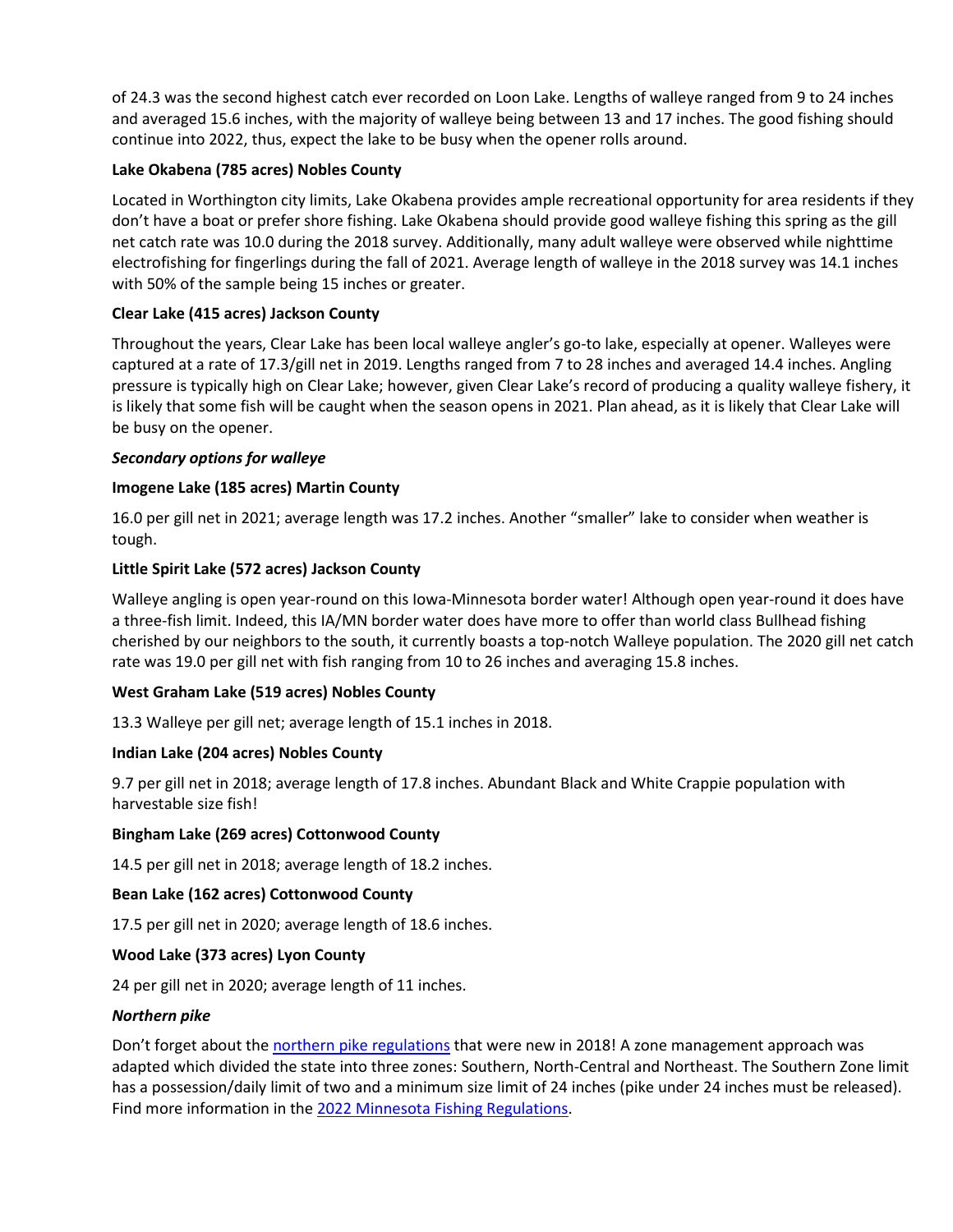of 24.3 was the second highest catch ever recorded on Loon Lake. Lengths of walleye ranged from 9 to 24 inches and averaged 15.6 inches, with the majority of walleye being between 13 and 17 inches. The good fishing should continue into 2022, thus, expect the lake to be busy when the opener rolls around.

**Lake Okabena (785 acres) Nobles County**

Located in Worthington city limits, Lake Okabena provides ample recreational opportunity for area residents if they don't have a boat or prefer shore fishing. Lake Okabena should provide good walleye fishing this spring as the gill net catch rate was 10.0 during the 2018 survey. Additionally, many adult walleye were observed while nighttime electrofishing for fingerlings during the fall of 2021. Average length of walleye in the 2018 survey was 14.1 inches with 50% of the sample being 15 inches or greater.

**Clear Lake (415 acres) Jackson County**

Throughout the years, Clear Lake has been local walleye angler's go-to lake, especially at opener. Walleyes were captured at a rate of 17.3/gill net in 2019. Lengths ranged from 7 to 28 inches and averaged 14.4 inches. Angling pressure is typically high on Clear Lake; however, given Clear Lake's record of producing a quality walleye fishery, it is likely that some fish will be caught when the season opens in 2021. Plan ahead, as it is likely that Clear Lake will be busy on the opener.

***Secondary options for walleye***

**Imogene Lake (185 acres) Martin County**

16.0 per gill net in 2021; average length was 17.2 inches. Another "smaller" lake to consider when weather is tough.

**Little Spirit Lake (572 acres) Jackson County**

Walleye angling is open year-round on this Iowa-Minnesota border water! Although open year-round it does have a three-fish limit. Indeed, this IA/MN border water does have more to offer than world class Bullhead fishing cherished by our neighbors to the south, it currently boasts a top-notch Walleye population. The 2020 gill net catch rate was 19.0 per gill net with fish ranging from 10 to 26 inches and averaging 15.8 inches.

**West Graham Lake (519 acres) Nobles County**

13.3 Walleye per gill net; average length of 15.1 inches in 2018.

**Indian Lake (204 acres) Nobles County**

9.7 per gill net in 2018; average length of 17.8 inches. Abundant Black and White Crappie population with harvestable size fish!

**Bingham Lake (269 acres) Cottonwood County**

14.5 per gill net in 2018; average length of 18.2 inches.

**Bean Lake (162 acres) Cottonwood County**

17.5 per gill net in 2020; average length of 18.6 inches.

**Wood Lake (373 acres) Lyon County**

24 per gill net in 2020; average length of 11 inches.

***Northern pike***

Don't forget about the northern pike regulations that were new in 2018! A zone management approach was adapted which divided the state into three zones: Southern, North-Central and Northeast. The Southern Zone limit has a possession/daily limit of two and a minimum size limit of 24 inches (pike under 24 inches must be released). Find more information in the 2022 Minnesota Fishing Regulations.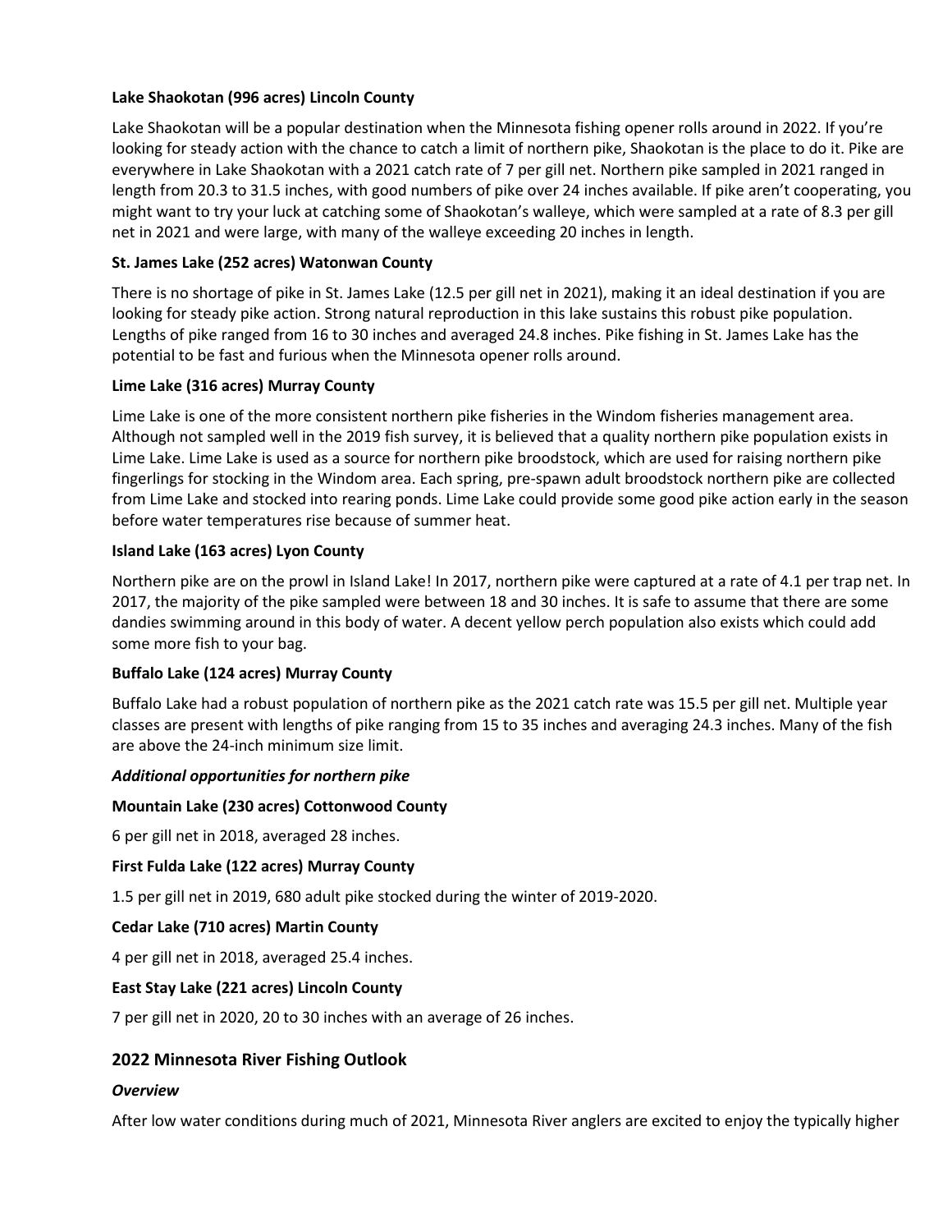**Lake Shaokotan (996 acres) Lincoln County**

Lake Shaokotan will be a popular destination when the Minnesota fishing opener rolls around in 2022. If you're looking for steady action with the chance to catch a limit of northern pike, Shaokotan is the place to do it. Pike are everywhere in Lake Shaokotan with a 2021 catch rate of 7 per gill net. Northern pike sampled in 2021 ranged in length from 20.3 to 31.5 inches, with good numbers of pike over 24 inches available. If pike aren't cooperating, you might want to try your luck at catching some of Shaokotan's walleye, which were sampled at a rate of 8.3 per gill net in 2021 and were large, with many of the walleye exceeding 20 inches in length.

**St. James Lake (252 acres) Watonwan County**

There is no shortage of pike in St. James Lake (12.5 per gill net in 2021), making it an ideal destination if you are looking for steady pike action. Strong natural reproduction in this lake sustains this robust pike population. Lengths of pike ranged from 16 to 30 inches and averaged 24.8 inches. Pike fishing in St. James Lake has the potential to be fast and furious when the Minnesota opener rolls around.

**Lime Lake (316 acres) Murray County**

Lime Lake is one of the more consistent northern pike fisheries in the Windom fisheries management area. Although not sampled well in the 2019 fish survey, it is believed that a quality northern pike population exists in Lime Lake. Lime Lake is used as a source for northern pike broodstock, which are used for raising northern pike fingerlings for stocking in the Windom area. Each spring, pre-spawn adult broodstock northern pike are collected from Lime Lake and stocked into rearing ponds. Lime Lake could provide some good pike action early in the season before water temperatures rise because of summer heat.

**Island Lake (163 acres) Lyon County**

Northern pike are on the prowl in Island Lake! In 2017, northern pike were captured at a rate of 4.1 per trap net. In 2017, the majority of the pike sampled were between 18 and 30 inches. It is safe to assume that there are some dandies swimming around in this body of water. A decent yellow perch population also exists which could add some more fish to your bag.

**Buffalo Lake (124 acres) Murray County**

Buffalo Lake had a robust population of northern pike as the 2021 catch rate was 15.5 per gill net. Multiple year classes are present with lengths of pike ranging from 15 to 35 inches and averaging 24.3 inches. Many of the fish are above the 24-inch minimum size limit.

***Additional opportunities for northern pike***

**Mountain Lake (230 acres) Cottonwood County**

6 per gill net in 2018, averaged 28 inches.

**First Fulda Lake (122 acres) Murray County**

1.5 per gill net in 2019, 680 adult pike stocked during the winter of 2019-2020.

**Cedar Lake (710 acres) Martin County**

4 per gill net in 2018, averaged 25.4 inches.

**East Stay Lake (221 acres) Lincoln County**

7 per gill net in 2020, 20 to 30 inches with an average of 26 inches.

## 2022 Minnesota River Fishing Outlook

***Overview***

After low water conditions during much of 2021, Minnesota River anglers are excited to enjoy the typically higher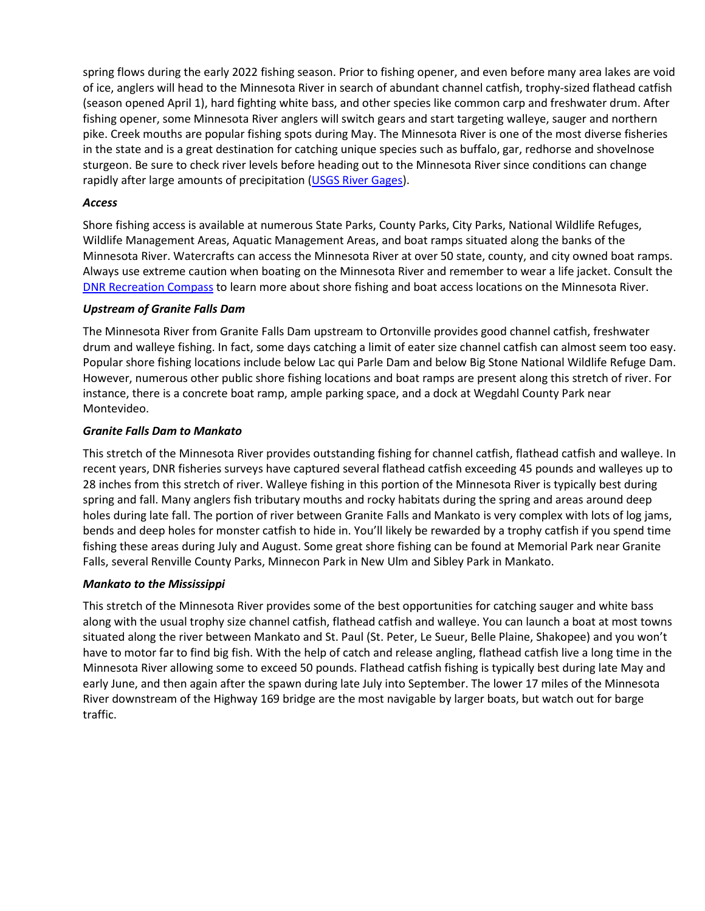spring flows during the early 2022 fishing season. Prior to fishing opener, and even before many area lakes are void of ice, anglers will head to the Minnesota River in search of abundant channel catfish, trophy-sized flathead catfish (season opened April 1), hard fighting white bass, and other species like common carp and freshwater drum. After fishing opener, some Minnesota River anglers will switch gears and start targeting walleye, sauger and northern pike. Creek mouths are popular fishing spots during May. The Minnesota River is one of the most diverse fisheries in the state and is a great destination for catching unique species such as buffalo, gar, redhorse and shovelnose sturgeon. Be sure to check river levels before heading out to the Minnesota River since conditions can change rapidly after large amounts of precipitation (USGS River Gages).

***Access***

Shore fishing access is available at numerous State Parks, County Parks, City Parks, National Wildlife Refuges, Wildlife Management Areas, Aquatic Management Areas, and boat ramps situated along the banks of the Minnesota River. Watercrafts can access the Minnesota River at over 50 state, county, and city owned boat ramps. Always use extreme caution when boating on the Minnesota River and remember to wear a life jacket. Consult the DNR Recreation Compass to learn more about shore fishing and boat access locations on the Minnesota River.

***Upstream of Granite Falls Dam***

The Minnesota River from Granite Falls Dam upstream to Ortonville provides good channel catfish, freshwater drum and walleye fishing. In fact, some days catching a limit of eater size channel catfish can almost seem too easy. Popular shore fishing locations include below Lac qui Parle Dam and below Big Stone National Wildlife Refuge Dam. However, numerous other public shore fishing locations and boat ramps are present along this stretch of river. For instance, there is a concrete boat ramp, ample parking space, and a dock at Wegdahl County Park near Montevideo.

***Granite Falls Dam to Mankato***

This stretch of the Minnesota River provides outstanding fishing for channel catfish, flathead catfish and walleye. In recent years, DNR fisheries surveys have captured several flathead catfish exceeding 45 pounds and walleyes up to 28 inches from this stretch of river. Walleye fishing in this portion of the Minnesota River is typically best during spring and fall. Many anglers fish tributary mouths and rocky habitats during the spring and areas around deep holes during late fall. The portion of river between Granite Falls and Mankato is very complex with lots of log jams, bends and deep holes for monster catfish to hide in. You'll likely be rewarded by a trophy catfish if you spend time fishing these areas during July and August. Some great shore fishing can be found at Memorial Park near Granite Falls, several Renville County Parks, Minnecon Park in New Ulm and Sibley Park in Mankato.

***Mankato to the Mississippi***

This stretch of the Minnesota River provides some of the best opportunities for catching sauger and white bass along with the usual trophy size channel catfish, flathead catfish and walleye. You can launch a boat at most towns situated along the river between Mankato and St. Paul (St. Peter, Le Sueur, Belle Plaine, Shakopee) and you won't have to motor far to find big fish. With the help of catch and release angling, flathead catfish live a long time in the Minnesota River allowing some to exceed 50 pounds. Flathead catfish fishing is typically best during late May and early June, and then again after the spawn during late July into September. The lower 17 miles of the Minnesota River downstream of the Highway 169 bridge are the most navigable by larger boats, but watch out for barge traffic.